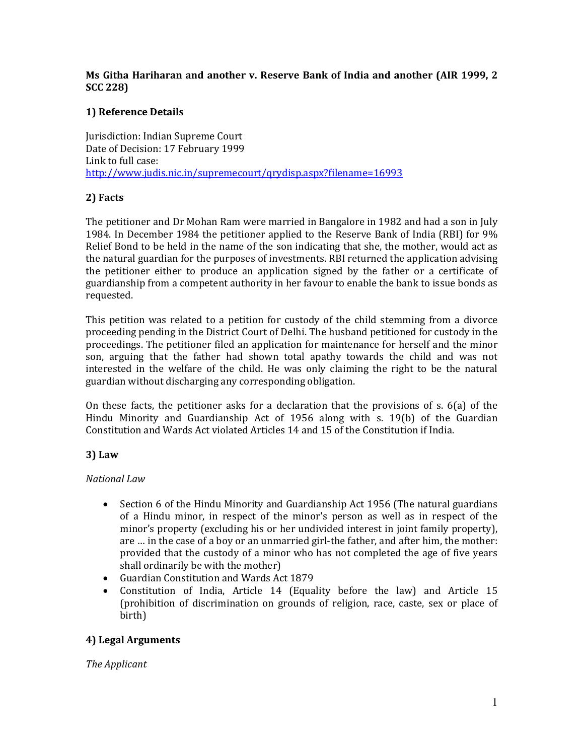**Ms Githa Hariharan and another v. Reserve Bank of India and another (AIR 1999, 2 SCC 228)**

## 1) Reference Details

Jurisdiction: Indian Supreme Court
Date of Decision: 17 February 1999
Link to full case:
http://www.judis.nic.in/supremecourt/qrydisp.aspx?filename=16993

## 2) Facts

The petitioner and Dr Mohan Ram were married in Bangalore in 1982 and had a son in July 1984. In December 1984 the petitioner applied to the Reserve Bank of India (RBI) for 9% Relief Bond to be held in the name of the son indicating that she, the mother, would act as the natural guardian for the purposes of investments. RBI returned the application advising the petitioner either to produce an application signed by the father or a certificate of guardianship from a competent authority in her favour to enable the bank to issue bonds as requested.

This petition was related to a petition for custody of the child stemming from a divorce proceeding pending in the District Court of Delhi. The husband petitioned for custody in the proceedings. The petitioner filed an application for maintenance for herself and the minor son, arguing that the father had shown total apathy towards the child and was not interested in the welfare of the child. He was only claiming the right to be the natural guardian without discharging any corresponding obligation.

On these facts, the petitioner asks for a declaration that the provisions of s. 6(a) of the Hindu Minority and Guardianship Act of 1956 along with s. 19(b) of the Guardian Constitution and Wards Act violated Articles 14 and 15 of the Constitution if India.

## 3) Law

*National Law*

- Section 6 of the Hindu Minority and Guardianship Act 1956 (The natural guardians of a Hindu minor, in respect of the minor's person as well as in respect of the minor's property (excluding his or her undivided interest in joint family property), are … in the case of a boy or an unmarried girl-the father, and after him, the mother: provided that the custody of a minor who has not completed the age of five years shall ordinarily be with the mother)
- Guardian Constitution and Wards Act 1879
- Constitution of India, Article 14 (Equality before the law) and Article 15 (prohibition of discrimination on grounds of religion, race, caste, sex or place of birth)

## 4) Legal Arguments

*The Applicant*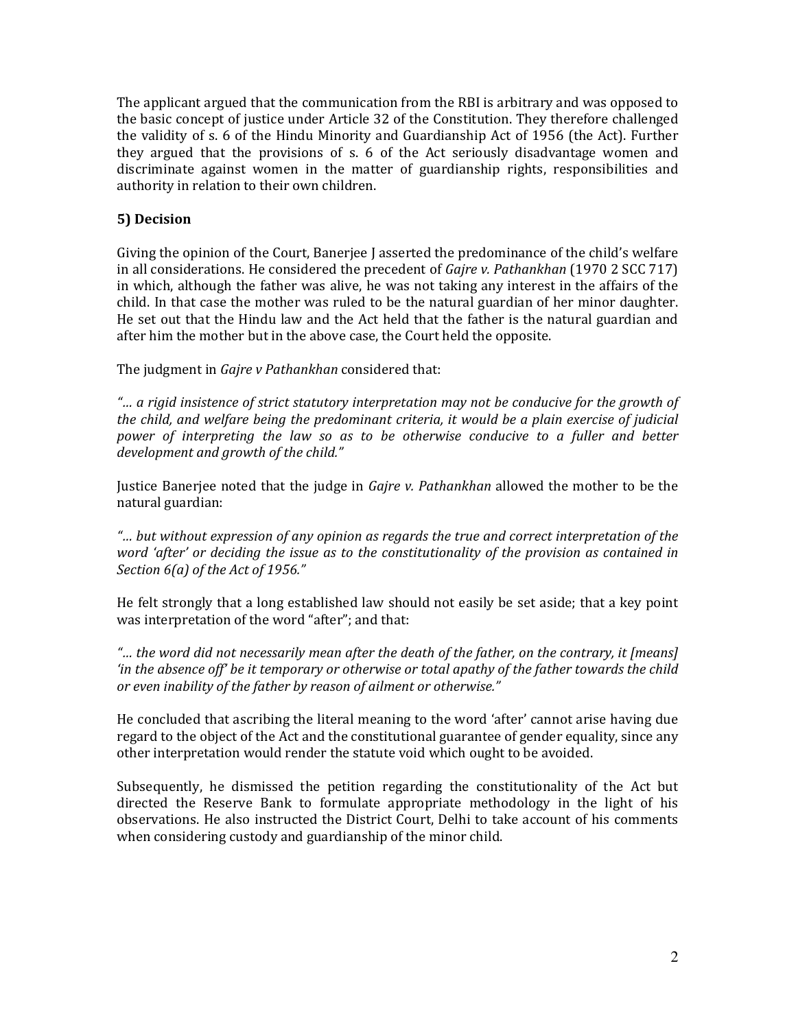The applicant argued that the communication from the RBI is arbitrary and was opposed to the basic concept of justice under Article 32 of the Constitution. They therefore challenged the validity of s. 6 of the Hindu Minority and Guardianship Act of 1956 (the Act). Further they argued that the provisions of s. 6 of the Act seriously disadvantage women and discriminate against women in the matter of guardianship rights, responsibilities and authority in relation to their own children.

## 5) Decision

Giving the opinion of the Court, Banerjee J asserted the predominance of the child's welfare in all considerations. He considered the precedent of *Gajre v. Pathankhan* (1970 2 SCC 717) in which, although the father was alive, he was not taking any interest in the affairs of the child. In that case the mother was ruled to be the natural guardian of her minor daughter. He set out that the Hindu law and the Act held that the father is the natural guardian and after him the mother but in the above case, the Court held the opposite.

The judgment in *Gajre v Pathankhan* considered that:

*"... a rigid insistence of strict statutory interpretation may not be conducive for the growth of the child, and welfare being the predominant criteria, it would be a plain exercise of judicial power of interpreting the law so as to be otherwise conducive to a fuller and better development and growth of the child."*

Justice Banerjee noted that the judge in *Gajre v. Pathankhan* allowed the mother to be the natural guardian:

*"... but without expression of any opinion as regards the true and correct interpretation of the word 'after' or deciding the issue as to the constitutionality of the provision as contained in Section 6(a) of the Act of 1956."*

He felt strongly that a long established law should not easily be set aside; that a key point was interpretation of the word "after"; and that:

*"... the word did not necessarily mean after the death of the father, on the contrary, it [means] 'in the absence off' be it temporary or otherwise or total apathy of the father towards the child or even inability of the father by reason of ailment or otherwise."*

He concluded that ascribing the literal meaning to the word 'after' cannot arise having due regard to the object of the Act and the constitutional guarantee of gender equality, since any other interpretation would render the statute void which ought to be avoided.

Subsequently, he dismissed the petition regarding the constitutionality of the Act but directed the Reserve Bank to formulate appropriate methodology in the light of his observations. He also instructed the District Court, Delhi to take account of his comments when considering custody and guardianship of the minor child.